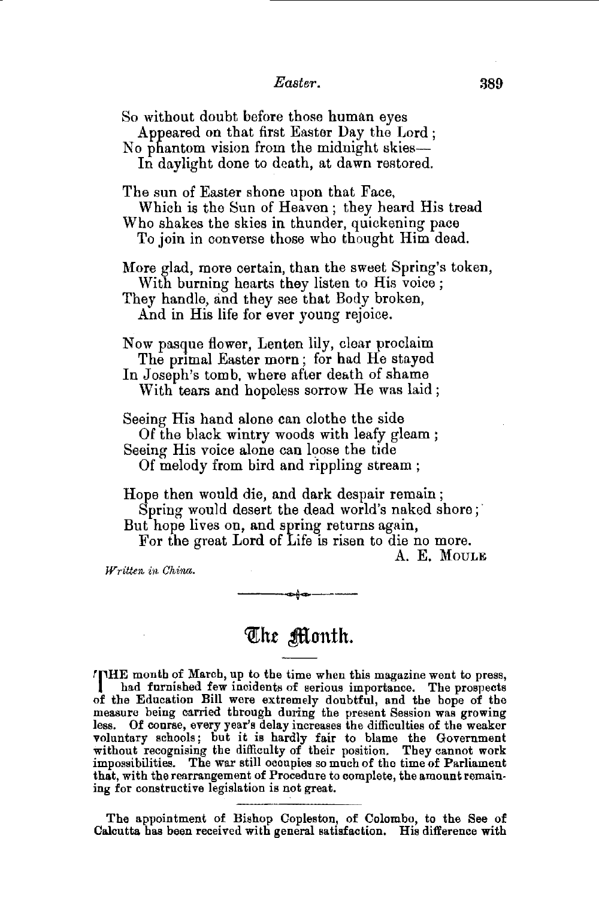So without doubt before those human eyes
  Appeared on that first Easter Day the Lord;
No phantom vision from the midnight skies—
  In daylight done to death, at dawn restored.

The sun of Easter shone upon that Face,
  Which is the Sun of Heaven; they heard His tread
Who shakes the skies in thunder, quickening pace
  To join in converse those who thought Him dead.

More glad, more certain, than the sweet Spring's token,
  With burning hearts they listen to His voice;
They handle, and they see that Body broken,
  And in His life for ever young rejoice.

Now pasque flower, Lenten lily, clear proclaim
  The primal Easter morn; for had He stayed
In Joseph's tomb, where after death of shame
  With tears and hopeless sorrow He was laid;

Seeing His hand alone can clothe the side
  Of the black wintry woods with leafy gleam;
Seeing His voice alone can loose the tide
  Of melody from bird and rippling stream;

Hope then would die, and dark despair remain;
  Spring would desert the dead world's naked shore;
But hope lives on, and spring returns again,
  For the great Lord of Life is risen to die no more.

A. E. MOULE

*Written in China.*

---

# The Month.

THE month of March, up to the time when this magazine went to press, had furnished few incidents of serious importance. The prospects of the Education Bill were extremely doubtful, and the hope of the measure being carried through during the present Session was growing less. Of course, every year's delay increases the difficulties of the weaker voluntary schools; but it is hardly fair to blame the Government without recognising the difficulty of their position. They cannot work impossibilities. The war still occupies so much of the time of Parliament that, with the rearrangement of Procedure to complete, the amount remaining for constructive legislation is not great.

The appointment of Bishop Copleston, of Colombo, to the See of Calcutta has been received with general satisfaction. His difference with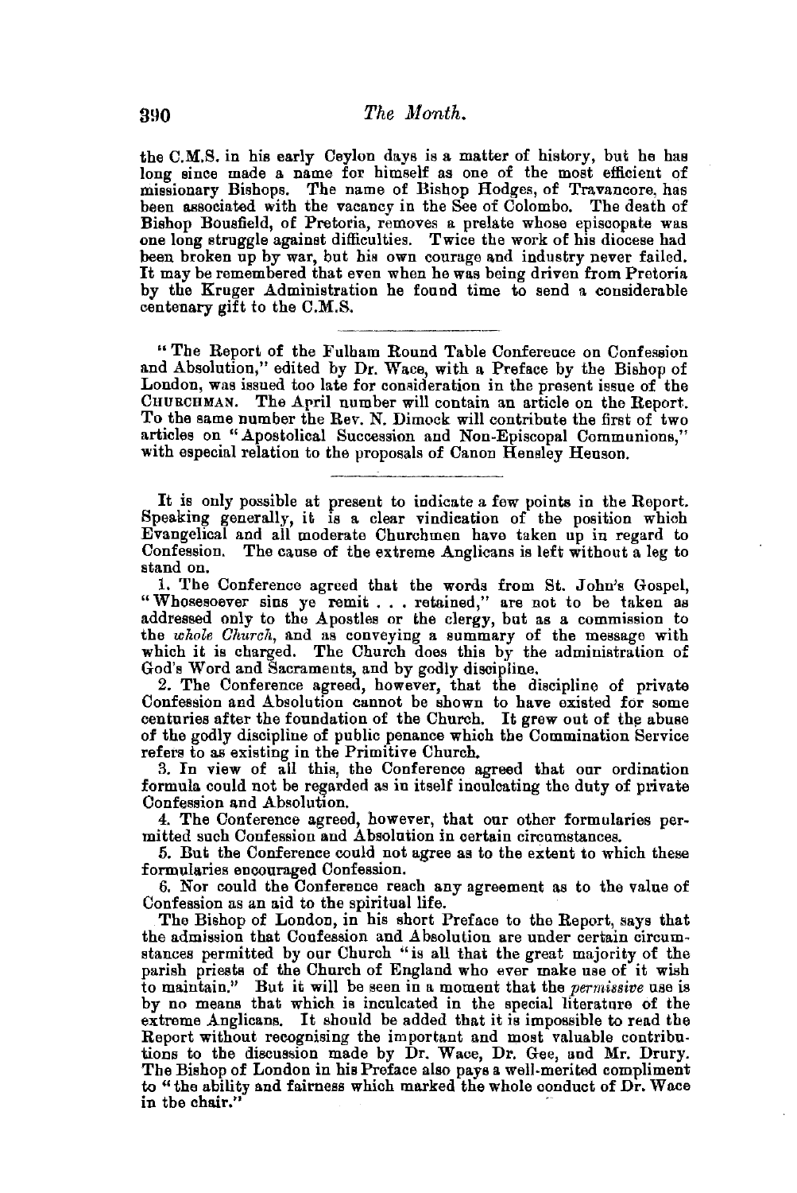the C.M.S. in his early Ceylon days is a matter of history, but he has long since made a name for himself as one of the most efficient of missionary Bishops. The name of Bishop Hodges, of Travancore, has been associated with the vacancy in the See of Colombo. The death of Bishop Bousfield, of Pretoria, removes a prelate whose episcopate was one long struggle against difficulties. Twice the work of his diocese had been broken up by war, but his own courage and industry never failed. It may be remembered that even when he was being driven from Pretoria by the Kruger Administration he found time to send a considerable centenary gift to the C.M.S.

---

"The Report of the Fulham Round Table Conference on Confession and Absolution," edited by Dr. Wace, with a Preface by the Bishop of London, was issued too late for consideration in the present issue of the CHURCHMAN. The April number will contain an article on the Report. To the same number the Rev. N. Dimock will contribute the first of two articles on "Apostolical Succession and Non-Episcopal Communions," with especial relation to the proposals of Canon Hensley Henson.

---

It is only possible at present to indicate a few points in the Report. Speaking generally, it is a clear vindication of the position which Evangelical and all moderate Churchmen have taken up in regard to Confession. The cause of the extreme Anglicans is left without a leg to stand on.

1. The Conference agreed that the words from St. John's Gospel, "Whosesoever sins ye remit . . . retained," are not to be taken as addressed only to the Apostles or the clergy, but as a commission to the *whole Church*, and as conveying a summary of the message with which it is charged. The Church does this by the administration of God's Word and Sacraments, and by godly discipline.

2. The Conference agreed, however, that the discipline of private Confession and Absolution cannot be shown to have existed for some centuries after the foundation of the Church. It grew out of the abuse of the godly discipline of public penance which the Commination Service refers to as existing in the Primitive Church.

3. In view of all this, the Conference agreed that our ordination formula could not be regarded as in itself inculcating the duty of private Confession and Absolution.

4. The Conference agreed, however, that our other formularies permitted such Confession and Absolution in certain circumstances.

5. But the Conference could not agree as to the extent to which these formularies encouraged Confession.

6. Nor could the Conference reach any agreement as to the value of Confession as an aid to the spiritual life.

The Bishop of London, in his short Preface to the Report, says that the admission that Confession and Absolution are under certain circumstances permitted by our Church "is all that the great majority of the parish priests of the Church of England who ever make use of it wish to maintain." But it will be seen in a moment that the *permissive* use is by no means that which is inculcated in the special literature of the extreme Anglicans. It should be added that it is impossible to read the Report without recognising the important and most valuable contributions to the discussion made by Dr. Wace, Dr. Gee, and Mr. Drury. The Bishop of London in his Preface also pays a well-merited compliment to "the ability and fairness which marked the whole conduct of Dr. Wace in the chair."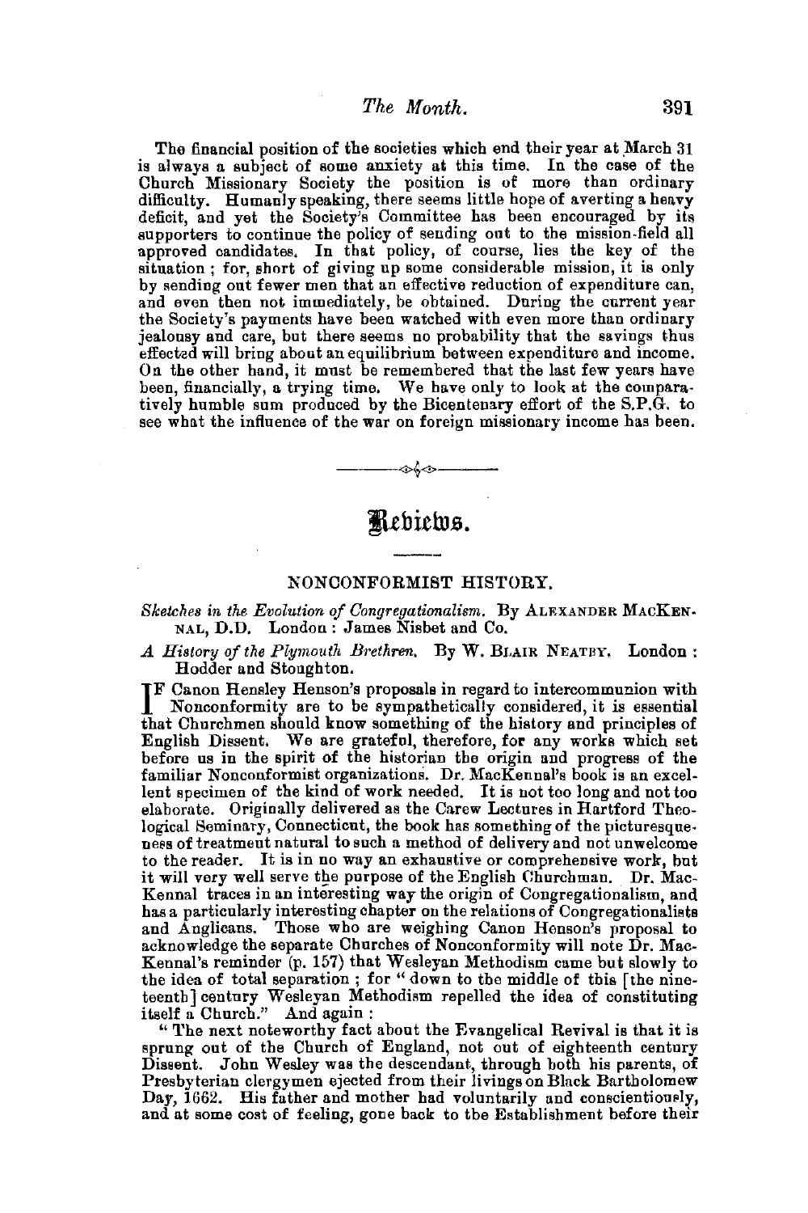The financial position of the societies which end their year at March 31 is always a subject of some anxiety at this time. In the case of the Church Missionary Society the position is of more than ordinary difficulty. Humanly speaking, there seems little hope of averting a heavy deficit, and yet the Society's Committee has been encouraged by its supporters to continue the policy of sending out to the mission-field all approved candidates. In that policy, of course, lies the key of the situation; for, short of giving up some considerable mission, it is only by sending out fewer men that an effective reduction of expenditure can, and even then not immediately, be obtained. During the current year the Society's payments have been watched with even more than ordinary jealousy and care, but there seems no probability that the savings thus effected will bring about an equilibrium between expenditure and income. On the other hand, it must be remembered that the last few years have been, financially, a trying time. We have only to look at the comparatively humble sum produced by the Bicentenary effort of the S.P.G. to see what the influence of the war on foreign missionary income has been.

---

# Reviews.

## NONCONFORMIST HISTORY.

*Sketches in the Evolution of Congregationalism.* By ALEXANDER MACKENNAL, D.D. London: James Nisbet and Co.

*A History of the Plymouth Brethren.* By W. BLAIR NEATBY. London: Hodder and Stoughton.

IF Canon Hensley Henson's proposals in regard to intercommunion with Nonconformity are to be sympathetically considered, it is essential that Churchmen should know something of the history and principles of English Dissent. We are grateful, therefore, for any works which set before us in the spirit of the historian the origin and progress of the familiar Nonconformist organizations. Dr. MacKennal's book is an excellent specimen of the kind of work needed. It is not too long and not too elaborate. Originally delivered as the Carew Lectures in Hartford Theological Seminary, Connecticut, the book has something of the picturesqueness of treatment natural to such a method of delivery and not unwelcome to the reader. It is in no way an exhaustive or comprehensive work, but it will very well serve the purpose of the English Churchman. Dr. MacKennal traces in an interesting way the origin of Congregationalism, and has a particularly interesting chapter on the relations of Congregationalists and Anglicans. Those who are weighing Canon Henson's proposal to acknowledge the separate Churches of Nonconformity will note Dr. MacKennal's reminder (p. 157) that Wesleyan Methodism came but slowly to the idea of total separation; for "down to the middle of this [the nineteenth] century Wesleyan Methodism repelled the idea of constituting itself a Church." And again:

"The next noteworthy fact about the Evangelical Revival is that it is sprung out of the Church of England, not out of eighteenth century Dissent. John Wesley was the descendant, through both his parents, of Presbyterian clergymen ejected from their livings on Black Bartholomew Day, 1662. His father and mother had voluntarily and conscientiously, and at some cost of feeling, gone back to the Establishment before their